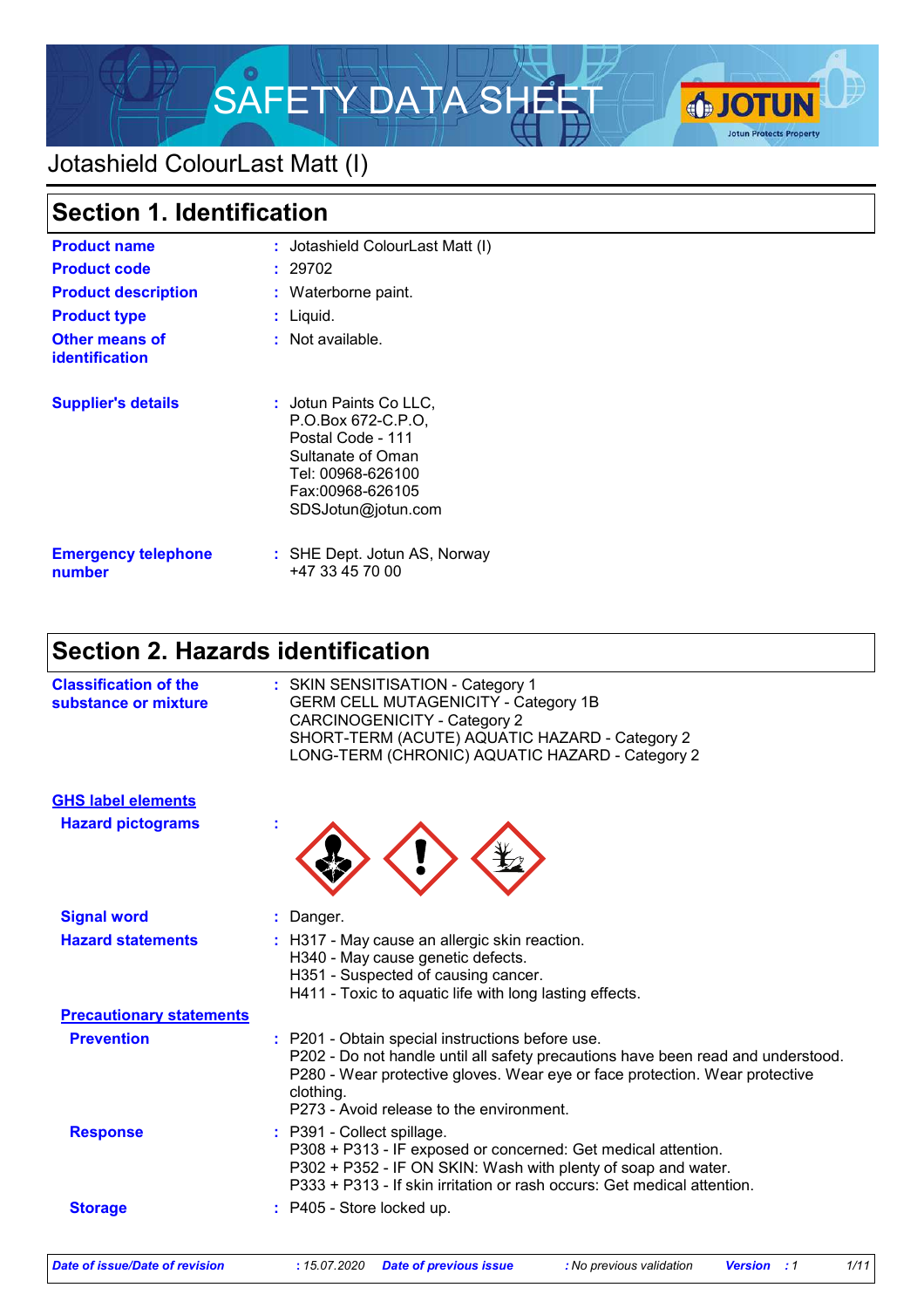# SAFETY DATA SHEET

Jotashield ColourLast Matt (I)

## Section 1. Identification

| | | |
|---|---|---|
| **Product name** | : | Jotashield ColourLast Matt (I) |
| **Product code** | : | 29702 |
| **Product description** | : | Waterborne paint. |
| **Product type** | : | Liquid. |
| **Other means of identification** | : | Not available. |
| **Supplier's details** | : | Jotun Paints Co LLC,<br>P.O.Box 672-C.P.O,<br>Postal Code - 111<br>Sultanate of Oman<br>Tel: 00968-626100<br>Fax:00968-626105<br>SDSJotun@jotun.com |
| **Emergency telephone number** | : | SHE Dept. Jotun AS, Norway<br>+47 33 45 70 00 |

## Section 2. Hazards identification

**Classification of the substance or mixture** : SKIN SENSITISATION - Category 1
GERM CELL MUTAGENICITY - Category 1B
CARCINOGENICITY - Category 2
SHORT-TERM (ACUTE) AQUATIC HAZARD - Category 2
LONG-TERM (CHRONIC) AQUATIC HAZARD - Category 2

**GHS label elements**

**Hazard pictograms** :

**Signal word** : Danger.

**Hazard statements** : H317 - May cause an allergic skin reaction.
H340 - May cause genetic defects.
H351 - Suspected of causing cancer.
H411 - Toxic to aquatic life with long lasting effects.

**Precautionary statements**

**Prevention** : P201 - Obtain special instructions before use.
P202 - Do not handle until all safety precautions have been read and understood.
P280 - Wear protective gloves. Wear eye or face protection. Wear protective clothing.
P273 - Avoid release to the environment.

**Response** : P391 - Collect spillage.
P308 + P313 - IF exposed or concerned: Get medical attention.
P302 + P352 - IF ON SKIN: Wash with plenty of soap and water.
P333 + P313 - If skin irritation or rash occurs: Get medical attention.

**Storage** : P405 - Store locked up.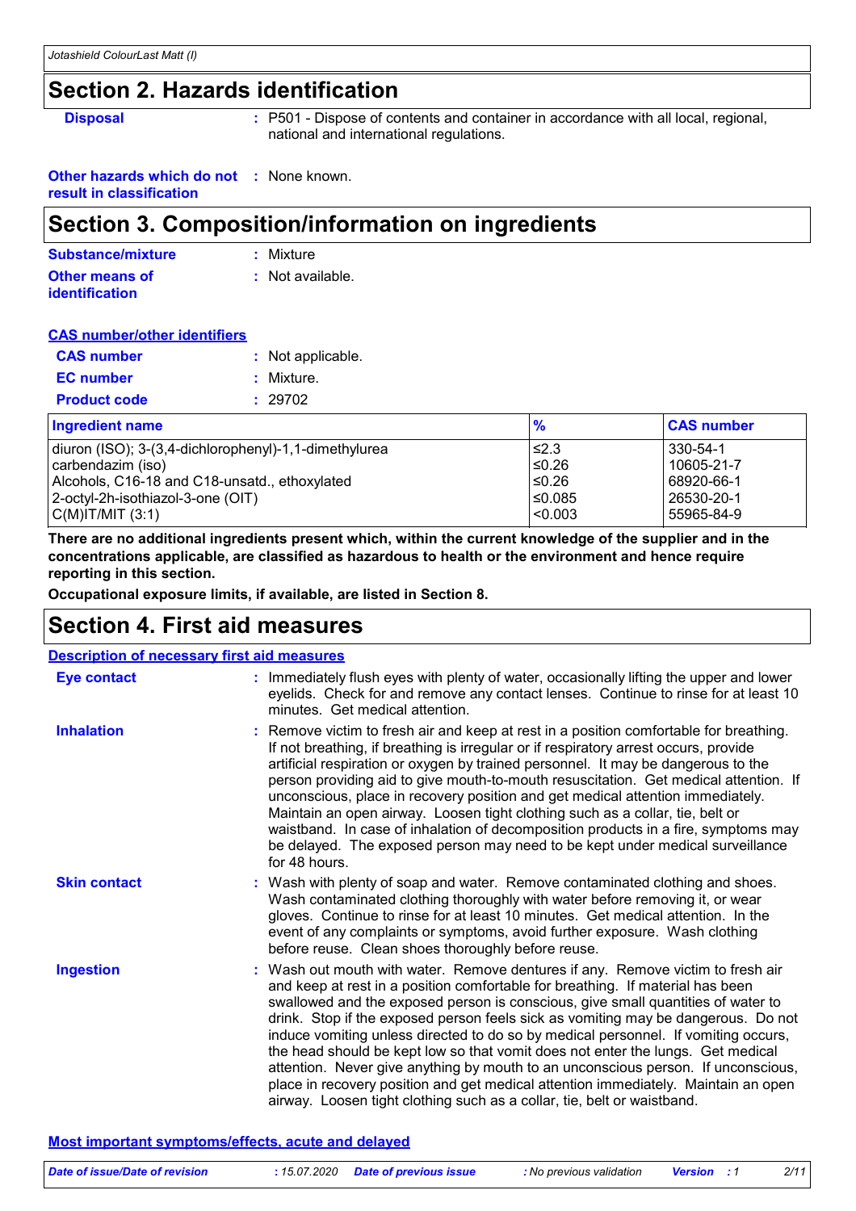## Section 2. Hazards identification

**Disposal** : P501 - Dispose of contents and container in accordance with all local, regional, national and international regulations.

**Other hazards which do not result in classification** : None known.

## Section 3. Composition/information on ingredients

**Substance/mixture** : Mixture

**Other means of identification** : Not available.

**CAS number/other identifiers**

**CAS number** : Not applicable.

**EC number** : Mixture.

**Product code** : 29702

| Ingredient name | % | CAS number |
|---|---|---|
| diuron (ISO); 3-(3,4-dichlorophenyl)-1,1-dimethylurea | ≤2.3 | 330-54-1 |
| carbendazim (iso) | ≤0.26 | 10605-21-7 |
| Alcohols, C16-18 and C18-unsatd., ethoxylated | ≤0.26 | 68920-66-1 |
| 2-octyl-2h-isothiazol-3-one (OIT) | ≤0.085 | 26530-20-1 |
| C(M)IT/MIT (3:1) | <0.003 | 55965-84-9 |

**There are no additional ingredients present which, within the current knowledge of the supplier and in the concentrations applicable, are classified as hazardous to health or the environment and hence require reporting in this section.**

**Occupational exposure limits, if available, are listed in Section 8.**

## Section 4. First aid measures

**Description of necessary first aid measures**

**Eye contact** : Immediately flush eyes with plenty of water, occasionally lifting the upper and lower eyelids. Check for and remove any contact lenses. Continue to rinse for at least 10 minutes. Get medical attention.

**Inhalation** : Remove victim to fresh air and keep at rest in a position comfortable for breathing. If not breathing, if breathing is irregular or if respiratory arrest occurs, provide artificial respiration or oxygen by trained personnel. It may be dangerous to the person providing aid to give mouth-to-mouth resuscitation. Get medical attention. If unconscious, place in recovery position and get medical attention immediately. Maintain an open airway. Loosen tight clothing such as a collar, tie, belt or waistband. In case of inhalation of decomposition products in a fire, symptoms may be delayed. The exposed person may need to be kept under medical surveillance for 48 hours.

**Skin contact** : Wash with plenty of soap and water. Remove contaminated clothing and shoes. Wash contaminated clothing thoroughly with water before removing it, or wear gloves. Continue to rinse for at least 10 minutes. Get medical attention. In the event of any complaints or symptoms, avoid further exposure. Wash clothing before reuse. Clean shoes thoroughly before reuse.

**Ingestion** : Wash out mouth with water. Remove dentures if any. Remove victim to fresh air and keep at rest in a position comfortable for breathing. If material has been swallowed and the exposed person is conscious, give small quantities of water to drink. Stop if the exposed person feels sick as vomiting may be dangerous. Do not induce vomiting unless directed to do so by medical personnel. If vomiting occurs, the head should be kept low so that vomit does not enter the lungs. Get medical attention. Never give anything by mouth to an unconscious person. If unconscious, place in recovery position and get medical attention immediately. Maintain an open airway. Loosen tight clothing such as a collar, tie, belt or waistband.

**Most important symptoms/effects, acute and delayed**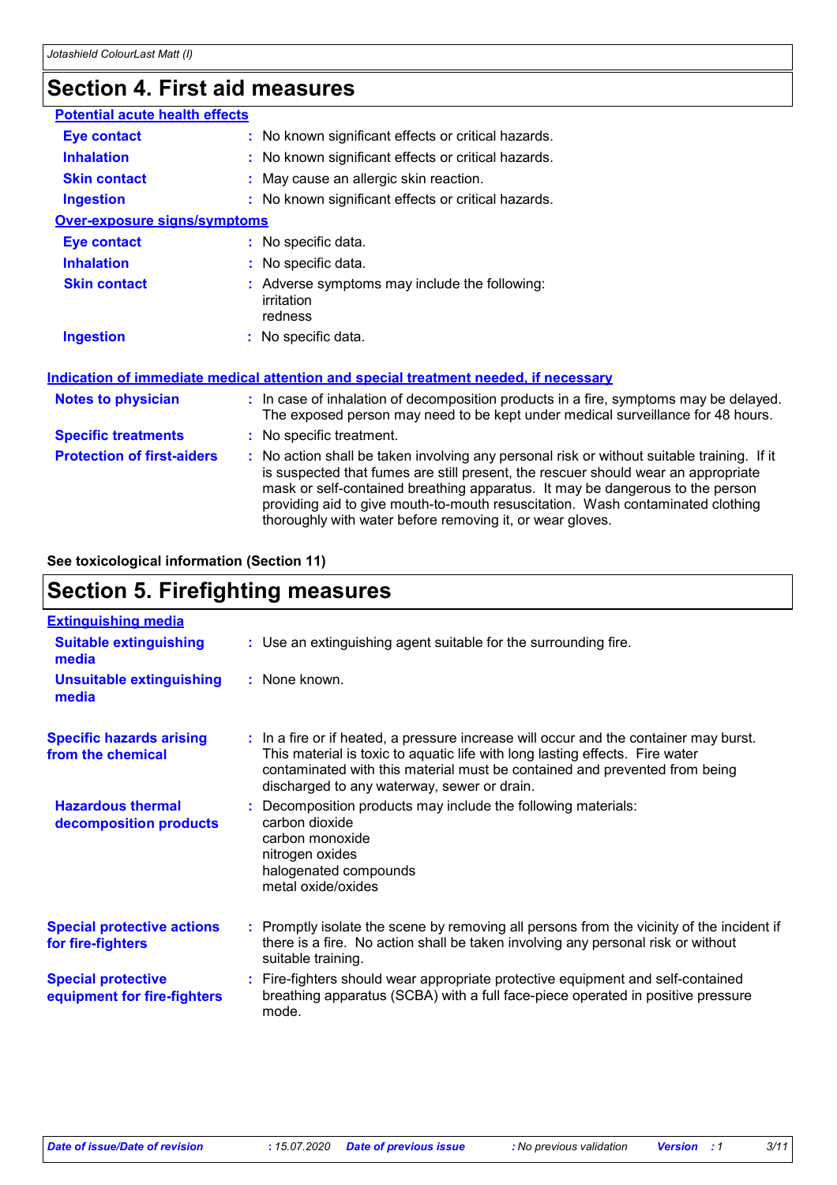# Section 4. First aid measures

### Potential acute health effects

| | |
|---|---|
| **Eye contact** | : No known significant effects or critical hazards. |
| **Inhalation** | : No known significant effects or critical hazards. |
| **Skin contact** | : May cause an allergic skin reaction. |
| **Ingestion** | : No known significant effects or critical hazards. |

### Over-exposure signs/symptoms

| | |
|---|---|
| **Eye contact** | : No specific data. |
| **Inhalation** | : No specific data. |
| **Skin contact** | : Adverse symptoms may include the following: irritation redness |
| **Ingestion** | : No specific data. |

### Indication of immediate medical attention and special treatment needed, if necessary

| | |
|---|---|
| **Notes to physician** | : In case of inhalation of decomposition products in a fire, symptoms may be delayed. The exposed person may need to be kept under medical surveillance for 48 hours. |
| **Specific treatments** | : No specific treatment. |
| **Protection of first-aiders** | : No action shall be taken involving any personal risk or without suitable training. If it is suspected that fumes are still present, the rescuer should wear an appropriate mask or self-contained breathing apparatus. It may be dangerous to the person providing aid to give mouth-to-mouth resuscitation. Wash contaminated clothing thoroughly with water before removing it, or wear gloves. |

**See toxicological information (Section 11)**

# Section 5. Firefighting measures

### Extinguishing media

| | |
|---|---|
| **Suitable extinguishing media** | : Use an extinguishing agent suitable for the surrounding fire. |
| **Unsuitable extinguishing media** | : None known. |

| | |
|---|---|
| **Specific hazards arising from the chemical** | : In a fire or if heated, a pressure increase will occur and the container may burst. This material is toxic to aquatic life with long lasting effects. Fire water contaminated with this material must be contained and prevented from being discharged to any waterway, sewer or drain. |
| **Hazardous thermal decomposition products** | : Decomposition products may include the following materials: carbon dioxide carbon monoxide nitrogen oxides halogenated compounds metal oxide/oxides |
| **Special protective actions for fire-fighters** | : Promptly isolate the scene by removing all persons from the vicinity of the incident if there is a fire. No action shall be taken involving any personal risk or without suitable training. |
| **Special protective equipment for fire-fighters** | : Fire-fighters should wear appropriate protective equipment and self-contained breathing apparatus (SCBA) with a full face-piece operated in positive pressure mode. |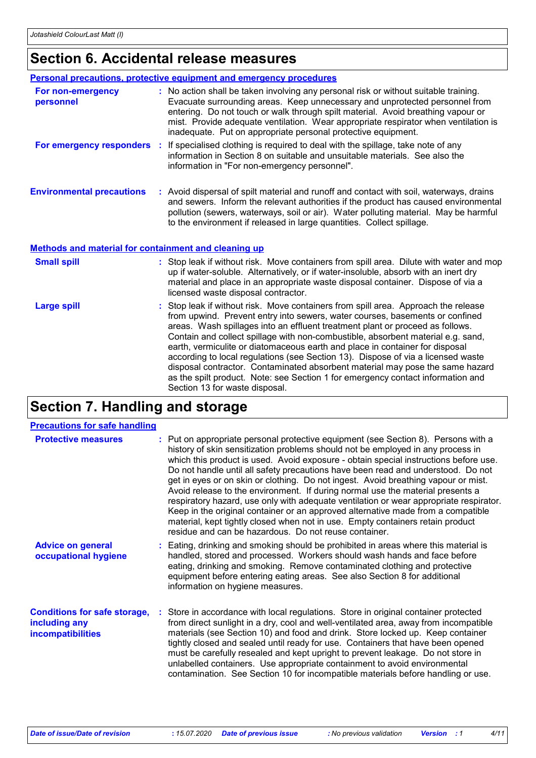## Section 6. Accidental release measures

### Personal precautions, protective equipment and emergency procedures

**For non-emergency personnel** : No action shall be taken involving any personal risk or without suitable training. Evacuate surrounding areas. Keep unnecessary and unprotected personnel from entering. Do not touch or walk through spilt material. Avoid breathing vapour or mist. Provide adequate ventilation. Wear appropriate respirator when ventilation is inadequate. Put on appropriate personal protective equipment.

**For emergency responders** : If specialised clothing is required to deal with the spillage, take note of any information in Section 8 on suitable and unsuitable materials. See also the information in "For non-emergency personnel".

**Environmental precautions** : Avoid dispersal of spilt material and runoff and contact with soil, waterways, drains and sewers. Inform the relevant authorities if the product has caused environmental pollution (sewers, waterways, soil or air). Water polluting material. May be harmful to the environment if released in large quantities. Collect spillage.

### Methods and material for containment and cleaning up

**Small spill** : Stop leak if without risk. Move containers from spill area. Dilute with water and mop up if water-soluble. Alternatively, or if water-insoluble, absorb with an inert dry material and place in an appropriate waste disposal container. Dispose of via a licensed waste disposal contractor.

**Large spill** : Stop leak if without risk. Move containers from spill area. Approach the release from upwind. Prevent entry into sewers, water courses, basements or confined areas. Wash spillages into an effluent treatment plant or proceed as follows. Contain and collect spillage with non-combustible, absorbent material e.g. sand, earth, vermiculite or diatomaceous earth and place in container for disposal according to local regulations (see Section 13). Dispose of via a licensed waste disposal contractor. Contaminated absorbent material may pose the same hazard as the spilt product. Note: see Section 1 for emergency contact information and Section 13 for waste disposal.

## Section 7. Handling and storage

### Precautions for safe handling

**Protective measures** : Put on appropriate personal protective equipment (see Section 8). Persons with a history of skin sensitization problems should not be employed in any process in which this product is used. Avoid exposure - obtain special instructions before use. Do not handle until all safety precautions have been read and understood. Do not get in eyes or on skin or clothing. Do not ingest. Avoid breathing vapour or mist. Avoid release to the environment. If during normal use the material presents a respiratory hazard, use only with adequate ventilation or wear appropriate respirator. Keep in the original container or an approved alternative made from a compatible material, kept tightly closed when not in use. Empty containers retain product residue and can be hazardous. Do not reuse container.

**Advice on general occupational hygiene** : Eating, drinking and smoking should be prohibited in areas where this material is handled, stored and processed. Workers should wash hands and face before eating, drinking and smoking. Remove contaminated clothing and protective equipment before entering eating areas. See also Section 8 for additional information on hygiene measures.

**Conditions for safe storage, including any incompatibilities** : Store in accordance with local regulations. Store in original container protected from direct sunlight in a dry, cool and well-ventilated area, away from incompatible materials (see Section 10) and food and drink. Store locked up. Keep container tightly closed and sealed until ready for use. Containers that have been opened must be carefully resealed and kept upright to prevent leakage. Do not store in unlabelled containers. Use appropriate containment to avoid environmental contamination. See Section 10 for incompatible materials before handling or use.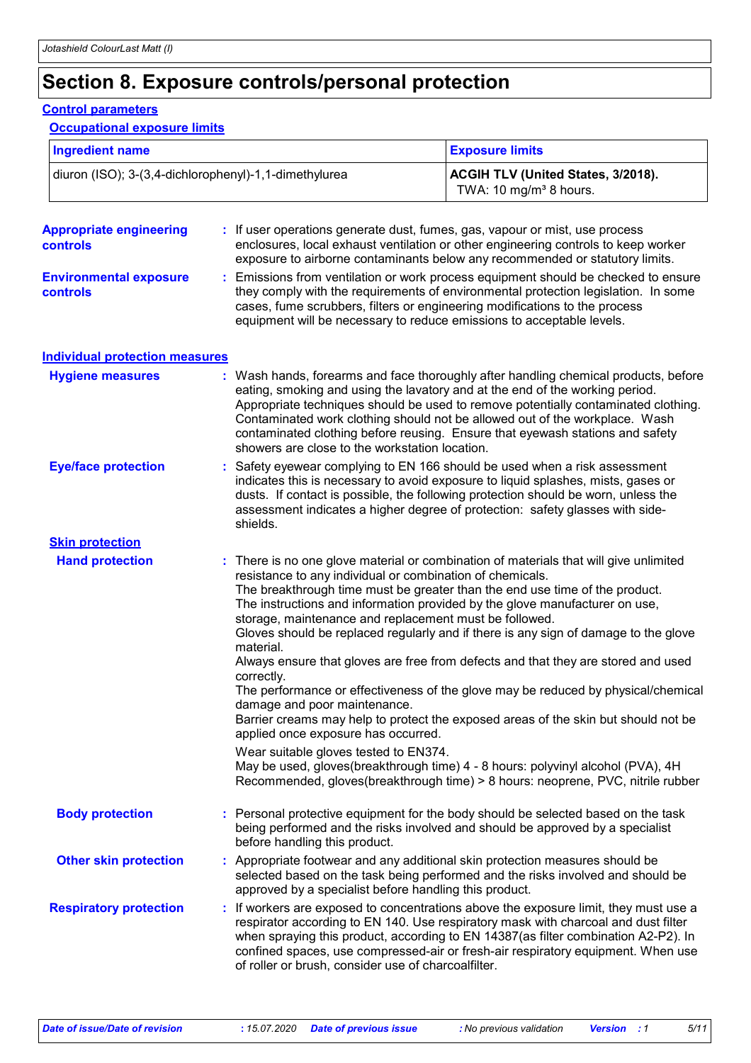# Section 8. Exposure controls/personal protection

## Control parameters

### Occupational exposure limits

| Ingredient name | Exposure limits |
|---|---|
| diuron (ISO); 3-(3,4-dichlorophenyl)-1,1-dimethylurea | **ACGIH TLV (United States, 3/2018).** TWA: 10 mg/m³ 8 hours. |

**Appropriate engineering controls** : If user operations generate dust, fumes, gas, vapour or mist, use process enclosures, local exhaust ventilation or other engineering controls to keep worker exposure to airborne contaminants below any recommended or statutory limits.

**Environmental exposure controls** : Emissions from ventilation or work process equipment should be checked to ensure they comply with the requirements of environmental protection legislation. In some cases, fume scrubbers, filters or engineering modifications to the process equipment will be necessary to reduce emissions to acceptable levels.

## Individual protection measures

**Hygiene measures** : Wash hands, forearms and face thoroughly after handling chemical products, before eating, smoking and using the lavatory and at the end of the working period. Appropriate techniques should be used to remove potentially contaminated clothing. Contaminated work clothing should not be allowed out of the workplace. Wash contaminated clothing before reusing. Ensure that eyewash stations and safety showers are close to the workstation location.

**Eye/face protection** : Safety eyewear complying to EN 166 should be used when a risk assessment indicates this is necessary to avoid exposure to liquid splashes, mists, gases or dusts. If contact is possible, the following protection should be worn, unless the assessment indicates a higher degree of protection: safety glasses with side-shields.

### Skin protection

**Hand protection** : There is no one glove material or combination of materials that will give unlimited resistance to any individual or combination of chemicals.
The breakthrough time must be greater than the end use time of the product.
The instructions and information provided by the glove manufacturer on use, storage, maintenance and replacement must be followed.
Gloves should be replaced regularly and if there is any sign of damage to the glove material.
Always ensure that gloves are free from defects and that they are stored and used correctly.
The performance or effectiveness of the glove may be reduced by physical/chemical damage and poor maintenance.
Barrier creams may help to protect the exposed areas of the skin but should not be applied once exposure has occurred.

Wear suitable gloves tested to EN374.
May be used, gloves(breakthrough time) 4 - 8 hours: polyvinyl alcohol (PVA), 4H
Recommended, gloves(breakthrough time) > 8 hours: neoprene, PVC, nitrile rubber

**Body protection** : Personal protective equipment for the body should be selected based on the task being performed and the risks involved and should be approved by a specialist before handling this product.

**Other skin protection** : Appropriate footwear and any additional skin protection measures should be selected based on the task being performed and the risks involved and should be approved by a specialist before handling this product.

**Respiratory protection** : If workers are exposed to concentrations above the exposure limit, they must use a respirator according to EN 140. Use respiratory mask with charcoal and dust filter when spraying this product, according to EN 14387(as filter combination A2-P2). In confined spaces, use compressed-air or fresh-air respiratory equipment. When use of roller or brush, consider use of charcoalfilter.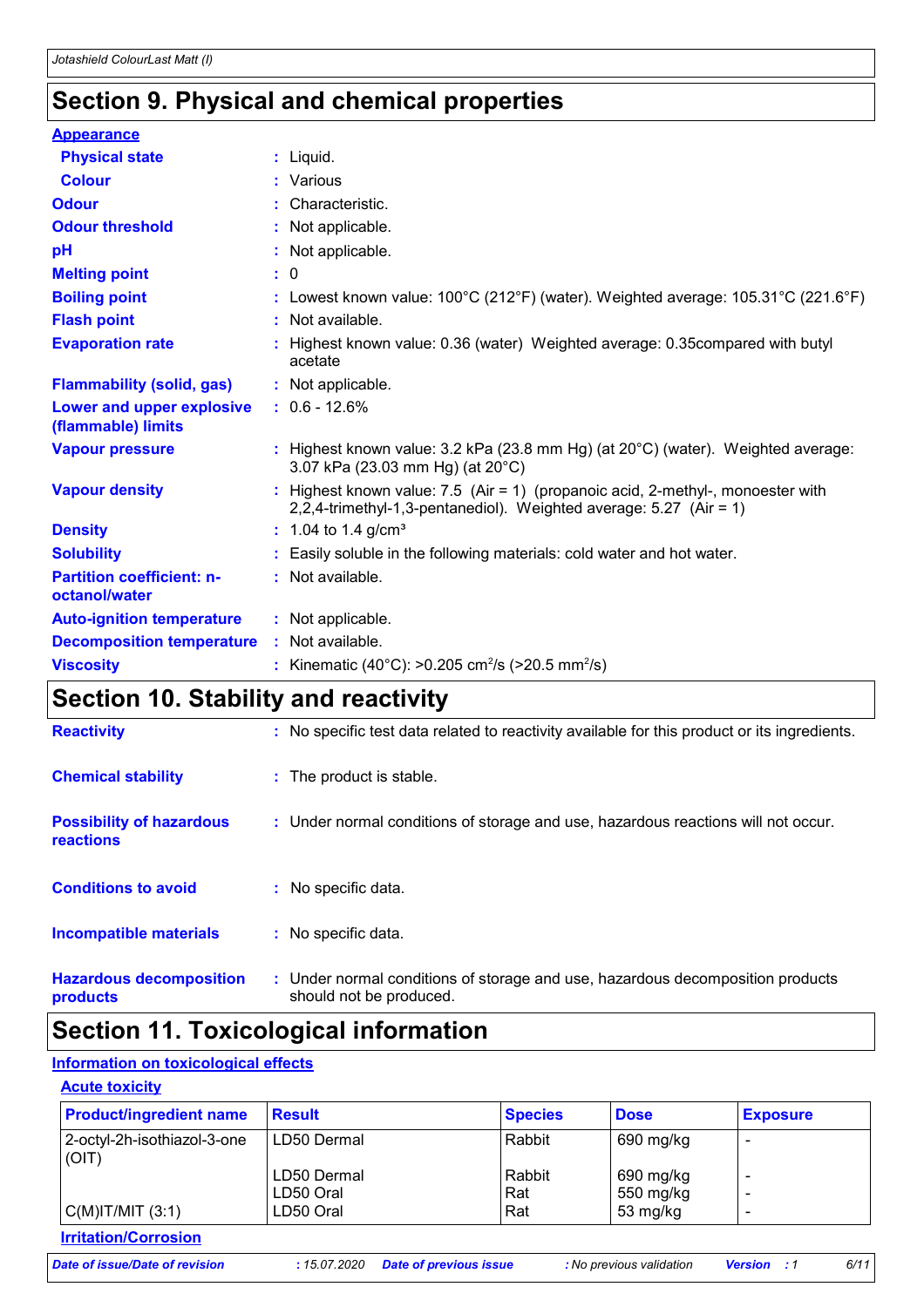# Section 9. Physical and chemical properties

**Appearance**

| | | |
|---|---|---|
| **Physical state** | : | Liquid. |
| **Colour** | : | Various |
| **Odour** | : | Characteristic. |
| **Odour threshold** | : | Not applicable. |
| **pH** | : | Not applicable. |
| **Melting point** | : | 0 |
| **Boiling point** | : | Lowest known value: 100°C (212°F) (water). Weighted average: 105.31°C (221.6°F) |
| **Flash point** | : | Not available. |
| **Evaporation rate** | : | Highest known value: 0.36 (water) Weighted average: 0.35compared with butyl acetate |
| **Flammability (solid, gas)** | : | Not applicable. |
| **Lower and upper explosive (flammable) limits** | : | 0.6 - 12.6% |
| **Vapour pressure** | : | Highest known value: 3.2 kPa (23.8 mm Hg) (at 20°C) (water). Weighted average: 3.07 kPa (23.03 mm Hg) (at 20°C) |
| **Vapour density** | : | Highest known value: 7.5 (Air = 1) (propanoic acid, 2-methyl-, monoester with 2,2,4-trimethyl-1,3-pentanediol). Weighted average: 5.27 (Air = 1) |
| **Density** | : | 1.04 to 1.4 g/cm³ |
| **Solubility** | : | Easily soluble in the following materials: cold water and hot water. |
| **Partition coefficient: n-octanol/water** | : | Not available. |
| **Auto-ignition temperature** | : | Not applicable. |
| **Decomposition temperature** | : | Not available. |
| **Viscosity** | : | Kinematic (40°C): >0.205 $cm^2/s$ (>20.5 $mm^2/s$) |

# Section 10. Stability and reactivity

| | | |
|---|---|---|
| **Reactivity** | : | No specific test data related to reactivity available for this product or its ingredients. |
| **Chemical stability** | : | The product is stable. |
| **Possibility of hazardous reactions** | : | Under normal conditions of storage and use, hazardous reactions will not occur. |
| **Conditions to avoid** | : | No specific data. |
| **Incompatible materials** | : | No specific data. |
| **Hazardous decomposition products** | : | Under normal conditions of storage and use, hazardous decomposition products should not be produced. |

# Section 11. Toxicological information

**Information on toxicological effects**

**Acute toxicity**

| Product/ingredient name | Result | Species | Dose | Exposure |
|---|---|---|---|---|
| 2-octyl-2h-isothiazol-3-one (OIT) | LD50 Dermal | Rabbit | 690 mg/kg | - |
| | LD50 Dermal | Rabbit | 690 mg/kg | - |
| | LD50 Oral | Rat | 550 mg/kg | - |
| C(M)IT/MIT (3:1) | LD50 Oral | Rat | 53 mg/kg | - |

**Irritation/Corrosion**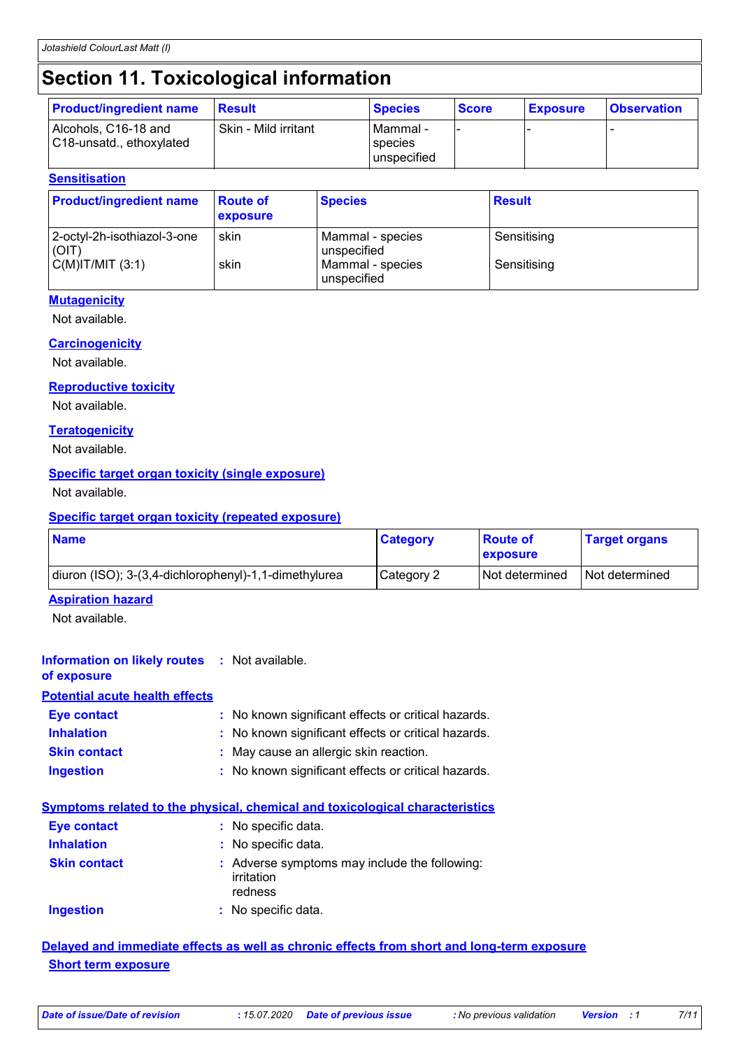# Section 11. Toxicological information

| Product/ingredient name | Result | Species | Score | Exposure | Observation |
|---|---|---|---|---|---|
| Alcohols, C16-18 and C18-unsatd., ethoxylated | Skin - Mild irritant | Mammal - species unspecified | - | - | - |

**Sensitisation**

| Product/ingredient name | Route of exposure | Species | Result |
|---|---|---|---|
| 2-octyl-2h-isothiazol-3-one (OIT) | skin | Mammal - species unspecified | Sensitising |
| C(M)IT/MIT (3:1) | skin | Mammal - species unspecified | Sensitising |

**Mutagenicity**

Not available.

**Carcinogenicity**

Not available.

**Reproductive toxicity**

Not available.

**Teratogenicity**

Not available.

**Specific target organ toxicity (single exposure)**

Not available.

**Specific target organ toxicity (repeated exposure)**

| Name | Category | Route of exposure | Target organs |
|---|---|---|---|
| diuron (ISO); 3-(3,4-dichlorophenyl)-1,1-dimethylurea | Category 2 | Not determined | Not determined |

**Aspiration hazard**

Not available.

**Information on likely routes of exposure** : Not available.

**Potential acute health effects**

- **Eye contact** : No known significant effects or critical hazards.
- **Inhalation** : No known significant effects or critical hazards.
- **Skin contact** : May cause an allergic skin reaction.
- **Ingestion** : No known significant effects or critical hazards.

**Symptoms related to the physical, chemical and toxicological characteristics**

- **Eye contact** : No specific data.
- **Inhalation** : No specific data.
- **Skin contact** : Adverse symptoms may include the following:
  irritation
  redness
- **Ingestion** : No specific data.

**Delayed and immediate effects as well as chronic effects from short and long-term exposure**

**Short term exposure**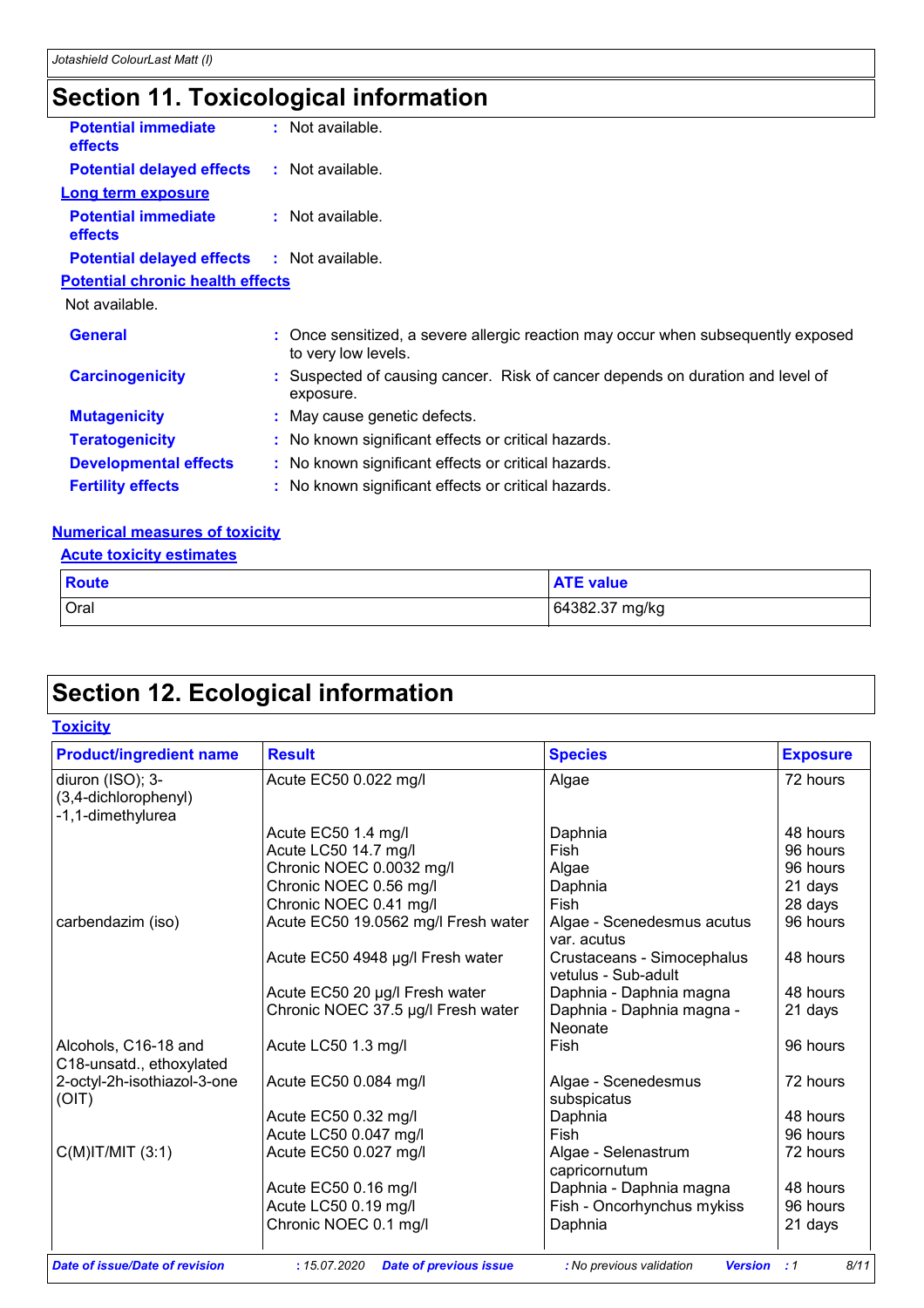# Section 11. Toxicological information

**Potential immediate effects** : Not available.

**Potential delayed effects** : Not available.

**Long term exposure**

**Potential immediate effects** : Not available.

**Potential delayed effects** : Not available.

**Potential chronic health effects**

Not available.

**General** : Once sensitized, a severe allergic reaction may occur when subsequently exposed to very low levels.

**Carcinogenicity** : Suspected of causing cancer. Risk of cancer depends on duration and level of exposure.

**Mutagenicity** : May cause genetic defects.

**Teratogenicity** : No known significant effects or critical hazards.

**Developmental effects** : No known significant effects or critical hazards.

**Fertility effects** : No known significant effects or critical hazards.

**Numerical measures of toxicity**

**Acute toxicity estimates**

| Route | ATE value |
|---|---|
| Oral | 64382.37 mg/kg |

# Section 12. Ecological information

**Toxicity**

| Product/ingredient name | Result | Species | Exposure |
|---|---|---|---|
| diuron (ISO); 3-(3,4-dichlorophenyl)-1,1-dimethylurea | Acute EC50 0.022 mg/l | Algae | 72 hours |
| | Acute EC50 1.4 mg/l | Daphnia | 48 hours |
| | Acute LC50 14.7 mg/l | Fish | 96 hours |
| | Chronic NOEC 0.0032 mg/l | Algae | 96 hours |
| | Chronic NOEC 0.56 mg/l | Daphnia | 21 days |
| | Chronic NOEC 0.41 mg/l | Fish | 28 days |
| carbendazim (iso) | Acute EC50 19.0562 mg/l Fresh water | Algae - Scenedesmus acutus var. acutus | 96 hours |
| | Acute EC50 4948 µg/l Fresh water | Crustaceans - Simocephalus vetulus - Sub-adult | 48 hours |
| | Acute EC50 20 µg/l Fresh water | Daphnia - Daphnia magna | 48 hours |
| | Chronic NOEC 37.5 µg/l Fresh water | Daphnia - Daphnia magna - Neonate | 21 days |
| Alcohols, C16-18 and C18-unsatd., ethoxylated | Acute LC50 1.3 mg/l | Fish | 96 hours |
| 2-octyl-2h-isothiazol-3-one (OIT) | Acute EC50 0.084 mg/l | Algae - Scenedesmus subspicatus | 72 hours |
| | Acute EC50 0.32 mg/l | Daphnia | 48 hours |
| | Acute LC50 0.047 mg/l | Fish | 96 hours |
| C(M)IT/MIT (3:1) | Acute EC50 0.027 mg/l | Algae - Selenastrum capricornutum | 72 hours |
| | Acute EC50 0.16 mg/l | Daphnia - Daphnia magna | 48 hours |
| | Acute LC50 0.19 mg/l | Fish - Oncorhynchus mykiss | 96 hours |
| | Chronic NOEC 0.1 mg/l | Daphnia | 21 days |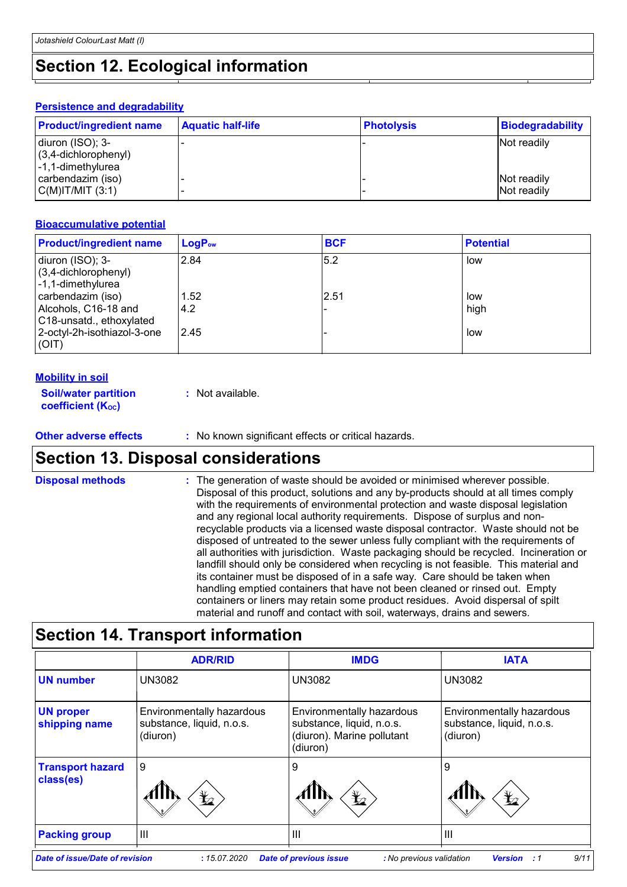# Section 12. Ecological information

### Persistence and degradability

| Product/ingredient name | Aquatic half-life | Photolysis | Biodegradability |
|---|---|---|---|
| diuron (ISO); 3-(3,4-dichlorophenyl)-1,1-dimethylurea | - | - | Not readily |
| carbendazim (iso) | - | - | Not readily |
| C(M)IT/MIT (3:1) | - | - | Not readily |

### Bioaccumulative potential

| Product/ingredient name | $LogP_{ow}$ | BCF | Potential |
|---|---|---|---|
| diuron (ISO); 3-(3,4-dichlorophenyl)-1,1-dimethylurea | 2.84 | 5.2 | low |
| carbendazim (iso) | 1.52 | 2.51 | low |
| Alcohols, C16-18 and C18-unsatd., ethoxylated | 4.2 | - | high |
| 2-octyl-2h-isothiazol-3-one (OIT) | 2.45 | - | low |

### Mobility in soil

**Soil/water partition coefficient ($K_{OC}$)** : Not available.

**Other adverse effects** : No known significant effects or critical hazards.

# Section 13. Disposal considerations

**Disposal methods** : The generation of waste should be avoided or minimised wherever possible. Disposal of this product, solutions and any by-products should at all times comply with the requirements of environmental protection and waste disposal legislation and any regional local authority requirements. Dispose of surplus and non-recyclable products via a licensed waste disposal contractor. Waste should not be disposed of untreated to the sewer unless fully compliant with the requirements of all authorities with jurisdiction. Waste packaging should be recycled. Incineration or landfill should only be considered when recycling is not feasible. This material and its container must be disposed of in a safe way. Care should be taken when handling emptied containers that have not been cleaned or rinsed out. Empty containers or liners may retain some product residues. Avoid dispersal of spilt material and runoff and contact with soil, waterways, drains and sewers.

# Section 14. Transport information

| | ADR/RID | IMDG | IATA |
|---|---|---|---|
| **UN number** | UN3082 | UN3082 | UN3082 |
| **UN proper shipping name** | Environmentally hazardous substance, liquid, n.o.s. (diuron) | Environmentally hazardous substance, liquid, n.o.s. (diuron). Marine pollutant (diuron) | Environmentally hazardous substance, liquid, n.o.s. (diuron) |
| **Transport hazard class(es)** | 9 | 9 | 9 |
| **Packing group** | III | III | III |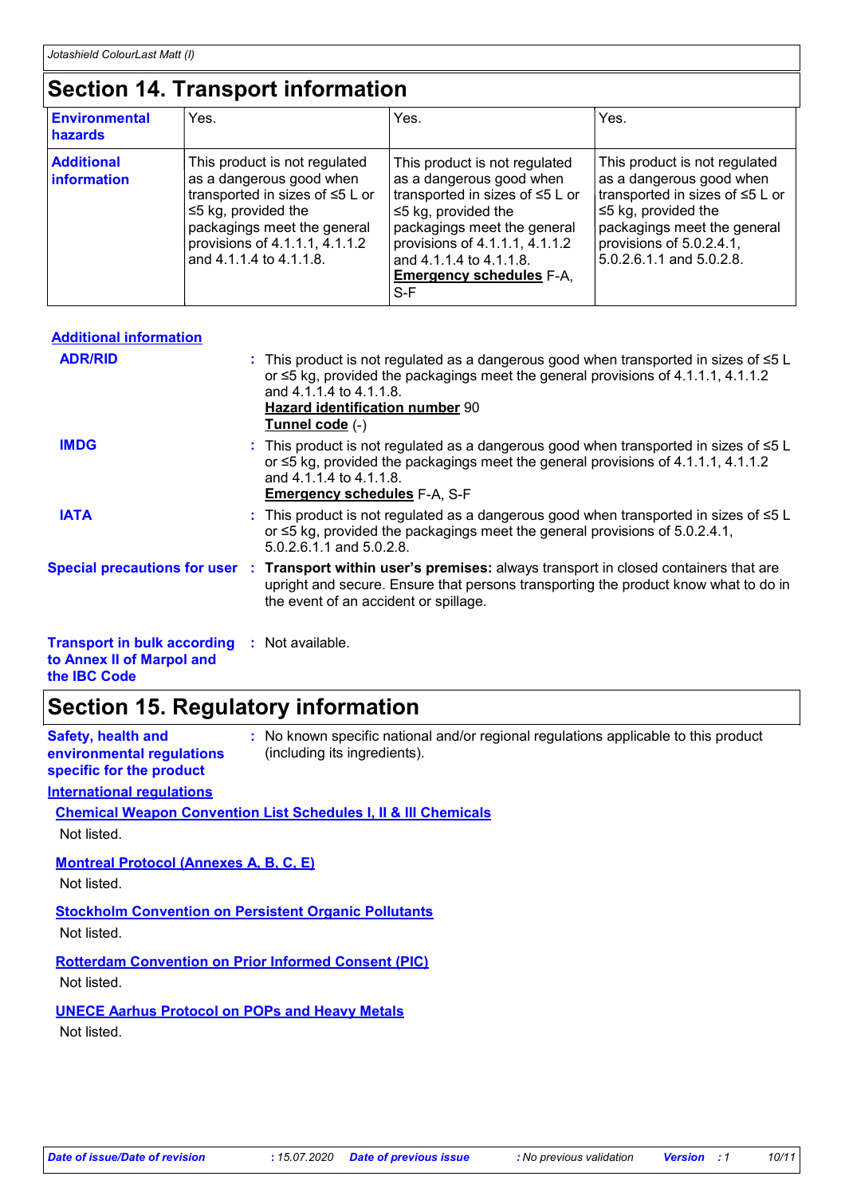## Section 14. Transport information

| | | | |
|---|---|---|---|
| **Environmental hazards** | Yes. | Yes. | Yes. |
| **Additional information** | This product is not regulated as a dangerous good when transported in sizes of ≤5 L or ≤5 kg, provided the packagings meet the general provisions of 4.1.1.1, 4.1.1.2 and 4.1.1.4 to 4.1.1.8. | This product is not regulated as a dangerous good when transported in sizes of ≤5 L or ≤5 kg, provided the packagings meet the general provisions of 4.1.1.1, 4.1.1.2 and 4.1.1.4 to 4.1.1.8. **Emergency schedules** F-A, S-F | This product is not regulated as a dangerous good when transported in sizes of ≤5 L or ≤5 kg, provided the packagings meet the general provisions of 5.0.2.4.1, 5.0.2.6.1.1 and 5.0.2.8. |

**Additional information**

**ADR/RID** : This product is not regulated as a dangerous good when transported in sizes of ≤5 L or ≤5 kg, provided the packagings meet the general provisions of 4.1.1.1, 4.1.1.2 and 4.1.1.4 to 4.1.1.8.
**Hazard identification number** 90
**Tunnel code** (-)

**IMDG** : This product is not regulated as a dangerous good when transported in sizes of ≤5 L or ≤5 kg, provided the packagings meet the general provisions of 4.1.1.1, 4.1.1.2 and 4.1.1.4 to 4.1.1.8.
**Emergency schedules** F-A, S-F

**IATA** : This product is not regulated as a dangerous good when transported in sizes of ≤5 L or ≤5 kg, provided the packagings meet the general provisions of 5.0.2.4.1, 5.0.2.6.1.1 and 5.0.2.8.

**Special precautions for user** : **Transport within user's premises:** always transport in closed containers that are upright and secure. Ensure that persons transporting the product know what to do in the event of an accident or spillage.

**Transport in bulk according to Annex II of Marpol and the IBC Code** : Not available.

## Section 15. Regulatory information

**Safety, health and environmental regulations specific for the product** : No known specific national and/or regional regulations applicable to this product (including its ingredients).

**International regulations**

**Chemical Weapon Convention List Schedules I, II & III Chemicals**

Not listed.

**Montreal Protocol (Annexes A, B, C, E)**

Not listed.

**Stockholm Convention on Persistent Organic Pollutants**

Not listed.

**Rotterdam Convention on Prior Informed Consent (PIC)**

Not listed.

**UNECE Aarhus Protocol on POPs and Heavy Metals**

Not listed.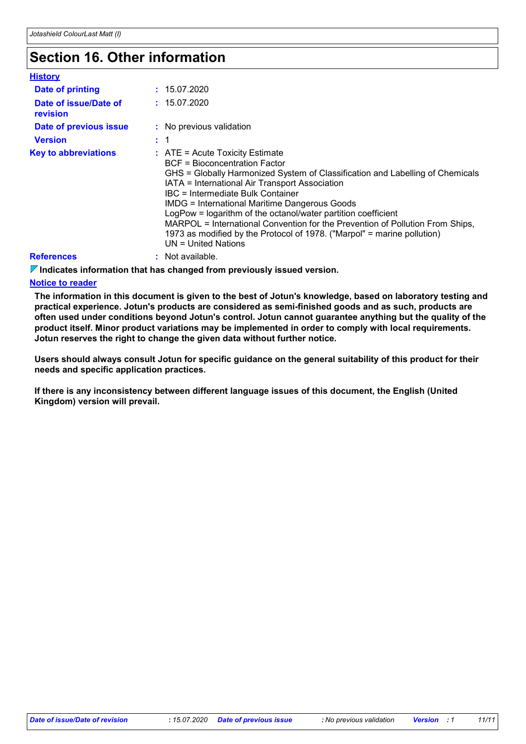# Section 16. Other information

**History**

**Date of printing** : 15.07.2020

**Date of issue/Date of revision** : 15.07.2020

**Date of previous issue** : No previous validation

**Version** : 1

**Key to abbreviations** :
ATE = Acute Toxicity Estimate
BCF = Bioconcentration Factor
GHS = Globally Harmonized System of Classification and Labelling of Chemicals
IATA = International Air Transport Association
IBC = Intermediate Bulk Container
IMDG = International Maritime Dangerous Goods
LogPow = logarithm of the octanol/water partition coefficient
MARPOL = International Convention for the Prevention of Pollution From Ships, 1973 as modified by the Protocol of 1978. ("Marpol" = marine pollution)
UN = United Nations

**References** : Not available.

**Indicates information that has changed from previously issued version.**

**Notice to reader**

**The information in this document is given to the best of Jotun's knowledge, based on laboratory testing and practical experience. Jotun's products are considered as semi-finished goods and as such, products are often used under conditions beyond Jotun's control. Jotun cannot guarantee anything but the quality of the product itself. Minor product variations may be implemented in order to comply with local requirements. Jotun reserves the right to change the given data without further notice.**

**Users should always consult Jotun for specific guidance on the general suitability of this product for their needs and specific application practices.**

**If there is any inconsistency between different language issues of this document, the English (United Kingdom) version will prevail.**